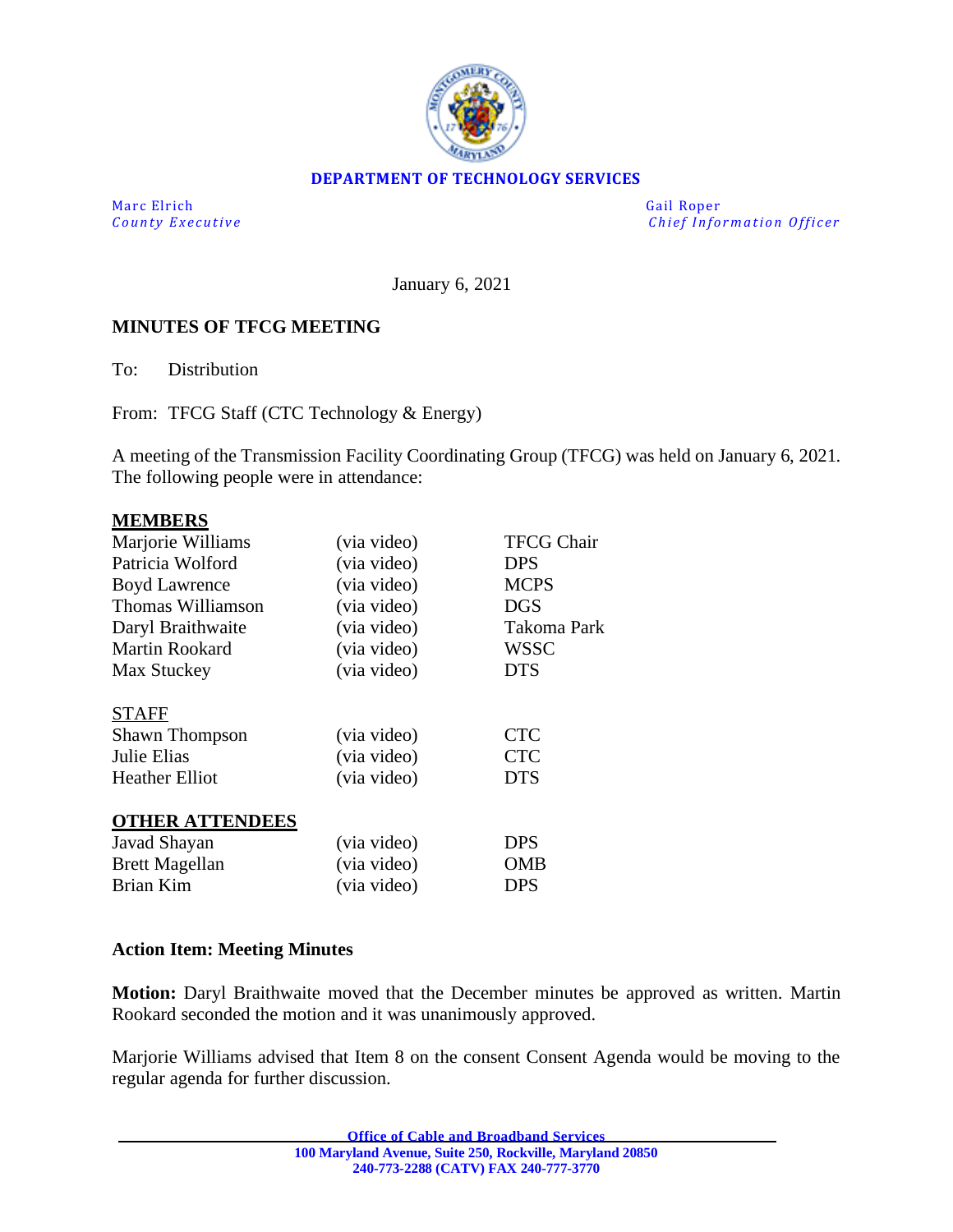**DEPARTMENT OF TECHNOLOGY SERVICES**

| Marc Elrich | Gail Roper |
| --- | --- |
| *County Executive* | *Chief Information Officer* |

January 6, 2021

**MINUTES OF TFCG MEETING**

To: Distribution

From: TFCG Staff (CTC Technology & Energy)

A meeting of the Transmission Facility Coordinating Group (TFCG) was held on January 6, 2021. The following people were in attendance:

**MEMBERS**

| | | |
| --- | --- | --- |
| Marjorie Williams | (via video) | TFCG Chair |
| Patricia Wolford | (via video) | DPS |
| Boyd Lawrence | (via video) | MCPS |
| Thomas Williamson | (via video) | DGS |
| Daryl Braithwaite | (via video) | Takoma Park |
| Martin Rookard | (via video) | WSSC |
| Max Stuckey | (via video) | DTS |

STAFF

| | | |
| --- | --- | --- |
| Shawn Thompson | (via video) | CTC |
| Julie Elias | (via video) | CTC |
| Heather Elliot | (via video) | DTS |

**OTHER ATTENDEES**

| | | |
| --- | --- | --- |
| Javad Shayan | (via video) | DPS |
| Brett Magellan | (via video) | OMB |
| Brian Kim | (via video) | DPS |

**Action Item: Meeting Minutes**

**Motion:** Daryl Braithwaite moved that the December minutes be approved as written. Martin Rookard seconded the motion and it was unanimously approved.

Marjorie Williams advised that Item 8 on the consent Consent Agenda would be moving to the regular agenda for further discussion.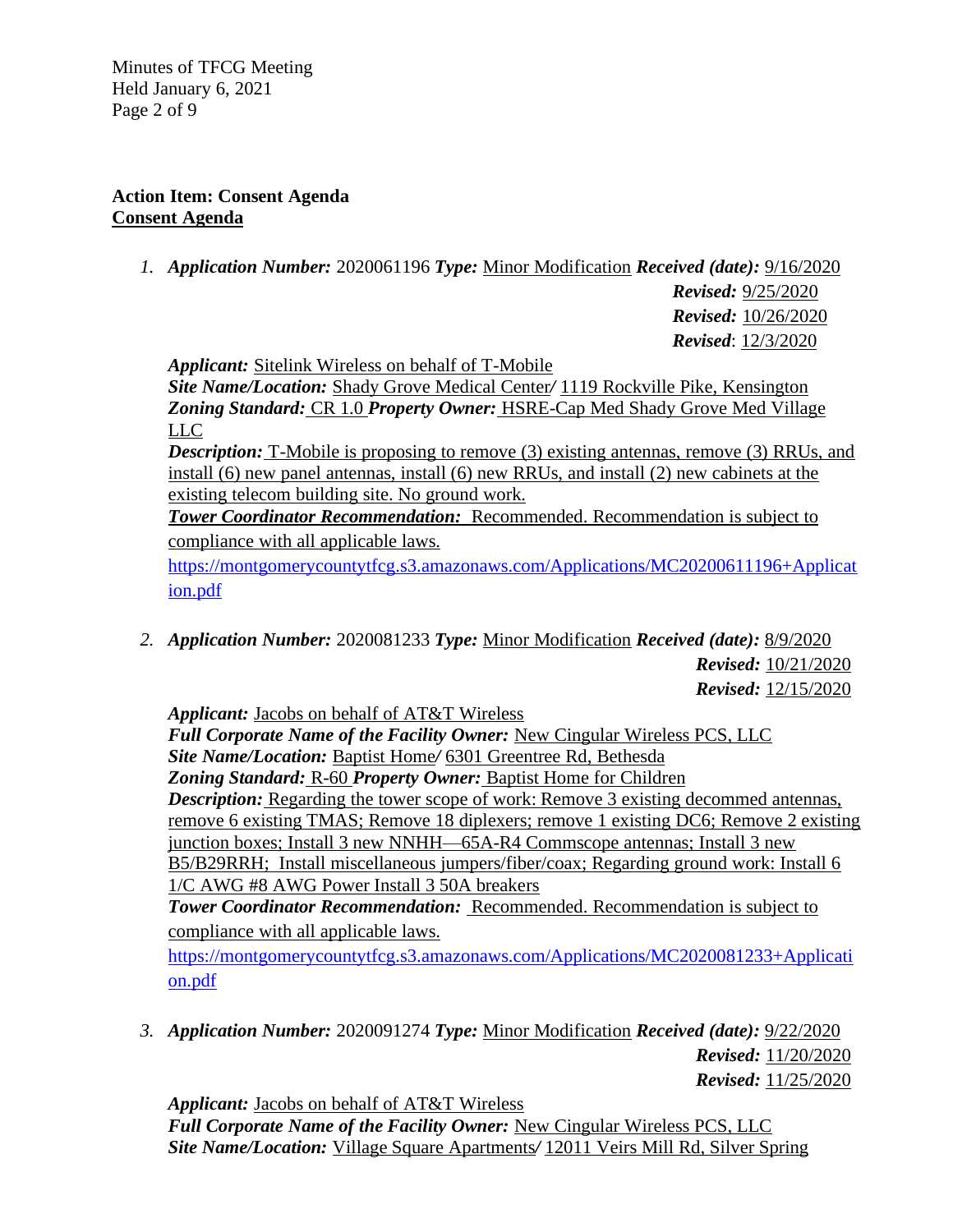**Action Item: Consent Agenda**
**Consent Agenda**

1. ***Application Number:*** 2020061196 ***Type:*** Minor Modification ***Received (date):*** 9/16/2020
   ***Revised:*** 9/25/2020
   ***Revised:*** 10/26/2020
   ***Revised***: 12/3/2020

   ***Applicant:*** Sitelink Wireless on behalf of T-Mobile
   ***Site Name/Location:*** Shady Grove Medical Center/ 1119 Rockville Pike, Kensington
   ***Zoning Standard:*** CR 1.0 ***Property Owner:*** HSRE-Cap Med Shady Grove Med Village LLC
   ***Description:*** T-Mobile is proposing to remove (3) existing antennas, remove (3) RRUs, and install (6) new panel antennas, install (6) new RRUs, and install (2) new cabinets at the existing telecom building site. No ground work.
   ***Tower Coordinator Recommendation:*** Recommended. Recommendation is subject to compliance with all applicable laws.
   https://montgomerycountytfcg.s3.amazonaws.com/Applications/MC20200611196+Application.pdf

2. ***Application Number:*** 2020081233 ***Type:*** Minor Modification ***Received (date):*** 8/9/2020
   ***Revised:*** 10/21/2020
   ***Revised:*** 12/15/2020

   ***Applicant:*** Jacobs on behalf of AT&T Wireless
   ***Full Corporate Name of the Facility Owner:*** New Cingular Wireless PCS, LLC
   ***Site Name/Location:*** Baptist Home/ 6301 Greentree Rd, Bethesda
   ***Zoning Standard:*** R-60 ***Property Owner:*** Baptist Home for Children
   ***Description:*** Regarding the tower scope of work: Remove 3 existing decommed antennas, remove 6 existing TMAS; Remove 18 diplexers; remove 1 existing DC6; Remove 2 existing junction boxes; Install 3 new NNHH—65A-R4 Commscope antennas; Install 3 new B5/B29RRH; Install miscellaneous jumpers/fiber/coax; Regarding ground work: Install 6 1/C AWG #8 AWG Power Install 3 50A breakers
   ***Tower Coordinator Recommendation:*** Recommended. Recommendation is subject to compliance with all applicable laws.
   https://montgomerycountytfcg.s3.amazonaws.com/Applications/MC2020081233+Application.pdf

3. ***Application Number:*** 2020091274 ***Type:*** Minor Modification ***Received (date):*** 9/22/2020
   ***Revised:*** 11/20/2020
   ***Revised:*** 11/25/2020

   ***Applicant:*** Jacobs on behalf of AT&T Wireless
   ***Full Corporate Name of the Facility Owner:*** New Cingular Wireless PCS, LLC
   ***Site Name/Location:*** Village Square Apartments/ 12011 Veirs Mill Rd, Silver Spring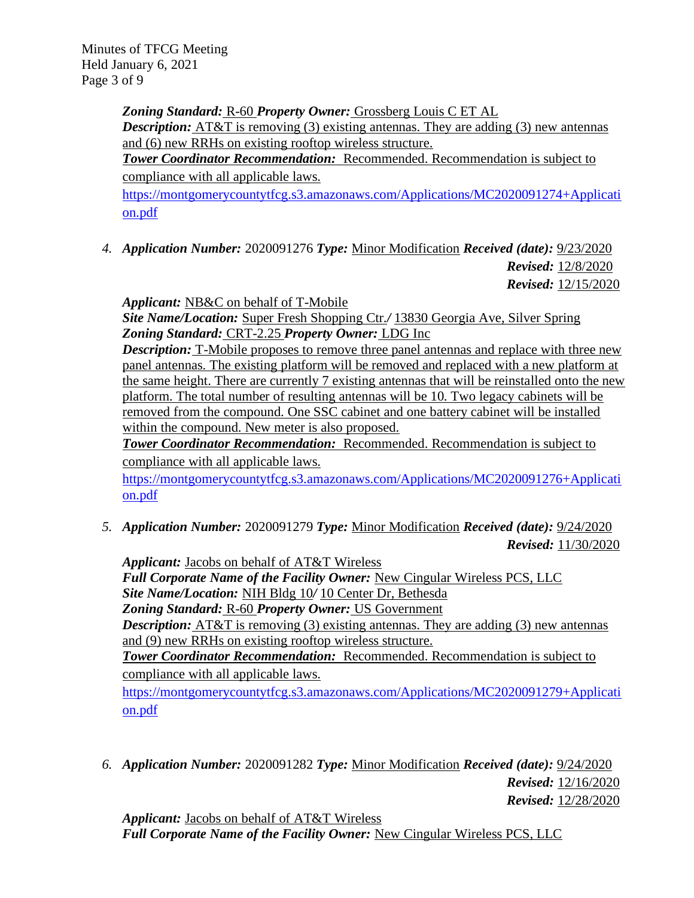*Zoning Standard:* R-60 *Property Owner:* Grossberg Louis C ET AL
*Description:* AT&T is removing (3) existing antennas. They are adding (3) new antennas and (6) new RRHs on existing rooftop wireless structure.
***Tower Coordinator Recommendation:*** Recommended. Recommendation is subject to compliance with all applicable laws.
https://montgomerycountytfcg.s3.amazonaws.com/Applications/MC2020091274+Application.pdf

4. ***Application Number:*** 2020091276 ***Type:*** Minor Modification ***Received (date):*** 9/23/2020
***Revised:*** 12/8/2020
***Revised:*** 12/15/2020

   ***Applicant:*** NB&C on behalf of T-Mobile
   ***Site Name/Location:*** Super Fresh Shopping Ctr./ 13830 Georgia Ave, Silver Spring
   ***Zoning Standard:*** CRT-2.25 ***Property Owner:*** LDG Inc
   ***Description:*** T-Mobile proposes to remove three panel antennas and replace with three new panel antennas. The existing platform will be removed and replaced with a new platform at the same height. There are currently 7 existing antennas that will be reinstalled onto the new platform. The total number of resulting antennas will be 10. Two legacy cabinets will be removed from the compound. One SSC cabinet and one battery cabinet will be installed within the compound. New meter is also proposed.
   ***Tower Coordinator Recommendation:*** Recommended. Recommendation is subject to compliance with all applicable laws.
   https://montgomerycountytfcg.s3.amazonaws.com/Applications/MC2020091276+Application.pdf

5. ***Application Number:*** 2020091279 ***Type:*** Minor Modification ***Received (date):*** 9/24/2020
***Revised:*** 11/30/2020

   ***Applicant:*** Jacobs on behalf of AT&T Wireless
   ***Full Corporate Name of the Facility Owner:*** New Cingular Wireless PCS, LLC
   ***Site Name/Location:*** NIH Bldg 10/ 10 Center Dr, Bethesda
   ***Zoning Standard:*** R-60 ***Property Owner:*** US Government
   ***Description:*** AT&T is removing (3) existing antennas. They are adding (3) new antennas and (9) new RRHs on existing rooftop wireless structure.
   ***Tower Coordinator Recommendation:*** Recommended. Recommendation is subject to compliance with all applicable laws.
   https://montgomerycountytfcg.s3.amazonaws.com/Applications/MC2020091279+Application.pdf

6. ***Application Number:*** 2020091282 ***Type:*** Minor Modification ***Received (date):*** 9/24/2020
***Revised:*** 12/16/2020
***Revised:*** 12/28/2020

   ***Applicant:*** Jacobs on behalf of AT&T Wireless
   ***Full Corporate Name of the Facility Owner:*** New Cingular Wireless PCS, LLC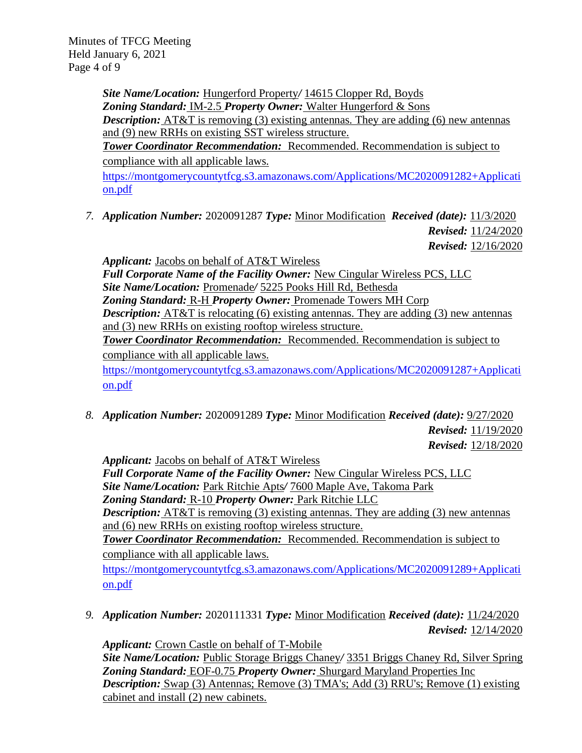***Site Name/Location:*** Hungerford Property*/* 14615 Clopper Rd, Boyds
***Zoning Standard:*** IM-2.5 ***Property Owner:*** Walter Hungerford & Sons
***Description:*** AT&T is removing (3) existing antennas. They are adding (6) new antennas and (9) new RRHs on existing SST wireless structure.
***Tower Coordinator Recommendation:*** Recommended. Recommendation is subject to compliance with all applicable laws.
https://montgomerycountytfcg.s3.amazonaws.com/Applications/MC2020091282+Application.pdf

7. ***Application Number:*** 2020091287 ***Type:*** Minor Modification ***Received (date):*** 11/3/2020
***Revised:*** 11/24/2020
***Revised:*** 12/16/2020

***Applicant:*** Jacobs on behalf of AT&T Wireless
***Full Corporate Name of the Facility Owner:*** New Cingular Wireless PCS, LLC
***Site Name/Location:*** Promenade*/* 5225 Pooks Hill Rd, Bethesda
***Zoning Standard:*** R-H ***Property Owner:*** Promenade Towers MH Corp
***Description:*** AT&T is relocating (6) existing antennas. They are adding (3) new antennas and (3) new RRHs on existing rooftop wireless structure.
***Tower Coordinator Recommendation:*** Recommended. Recommendation is subject to compliance with all applicable laws.
https://montgomerycountytfcg.s3.amazonaws.com/Applications/MC2020091287+Application.pdf

8. ***Application Number:*** 2020091289 ***Type:*** Minor Modification ***Received (date):*** 9/27/2020
***Revised:*** 11/19/2020
***Revised:*** 12/18/2020

***Applicant:*** Jacobs on behalf of AT&T Wireless
***Full Corporate Name of the Facility Owner:*** New Cingular Wireless PCS, LLC
***Site Name/Location:*** Park Ritchie Apts*/* 7600 Maple Ave, Takoma Park
***Zoning Standard:*** R-10 ***Property Owner:*** Park Ritchie LLC
***Description:*** AT&T is removing (3) existing antennas. They are adding (3) new antennas and (6) new RRHs on existing rooftop wireless structure.
***Tower Coordinator Recommendation:*** Recommended. Recommendation is subject to compliance with all applicable laws.
https://montgomerycountytfcg.s3.amazonaws.com/Applications/MC2020091289+Application.pdf

9. ***Application Number:*** 2020111331 ***Type:*** Minor Modification ***Received (date):*** 11/24/2020
***Revised:*** 12/14/2020

***Applicant:*** Crown Castle on behalf of T-Mobile
***Site Name/Location:*** Public Storage Briggs Chaney*/* 3351 Briggs Chaney Rd, Silver Spring
***Zoning Standard:*** EOF-0.75 ***Property Owner:*** Shurgard Maryland Properties Inc
***Description:*** Swap (3) Antennas; Remove (3) TMA's; Add (3) RRU's; Remove (1) existing cabinet and install (2) new cabinets.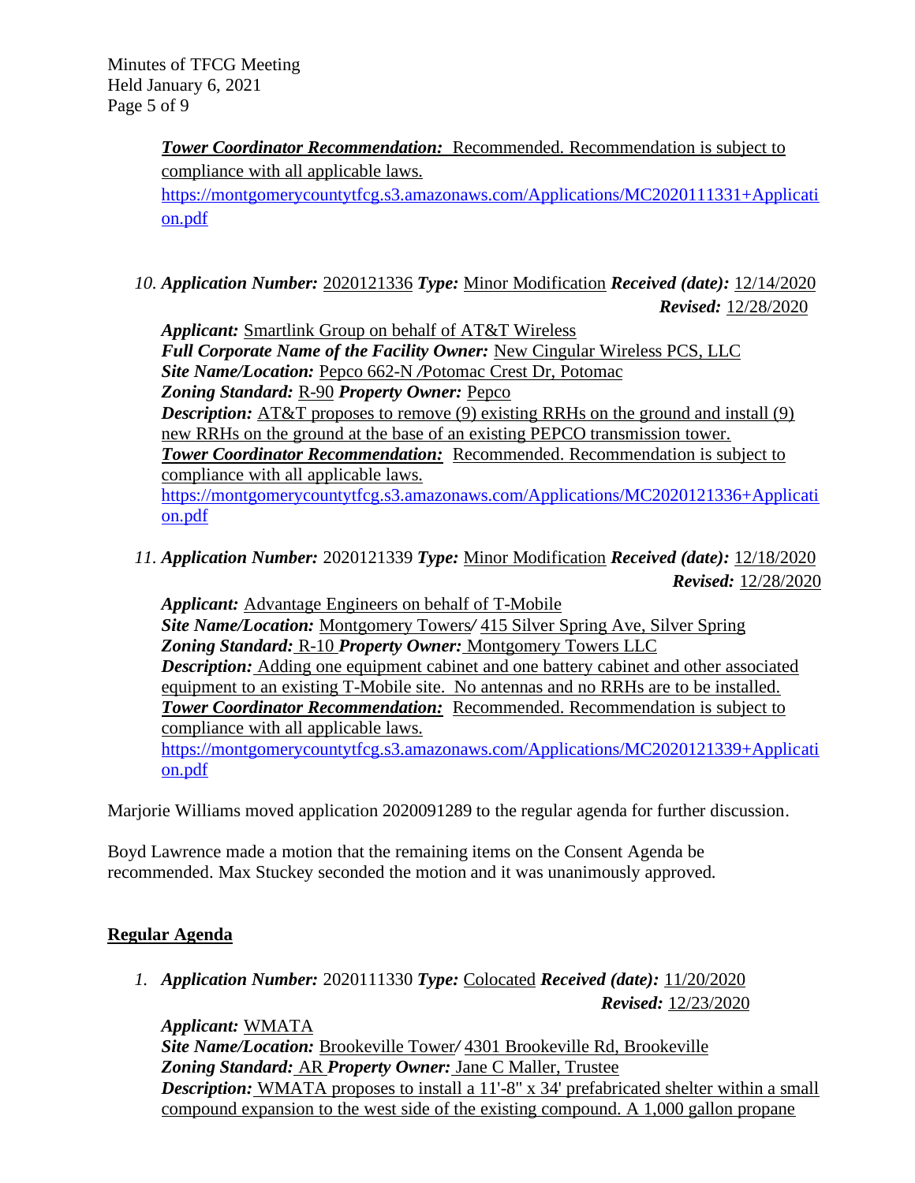***Tower Coordinator Recommendation:*** Recommended. Recommendation is subject to compliance with all applicable laws.
https://montgomerycountytfcg.s3.amazonaws.com/Applications/MC2020111331+Application.pdf

10. ***Application Number:*** 2020121336 ***Type:*** Minor Modification ***Received (date):*** 12/14/2020
***Revised:*** 12/28/2020

***Applicant:*** Smartlink Group on behalf of AT&T Wireless
***Full Corporate Name of the Facility Owner:*** New Cingular Wireless PCS, LLC
***Site Name/Location:*** Pepco 662-N /Potomac Crest Dr, Potomac
***Zoning Standard:*** R-90 ***Property Owner:*** Pepco
***Description:*** AT&T proposes to remove (9) existing RRHs on the ground and install (9) new RRHs on the ground at the base of an existing PEPCO transmission tower.
***Tower Coordinator Recommendation:*** Recommended. Recommendation is subject to compliance with all applicable laws.
https://montgomerycountytfcg.s3.amazonaws.com/Applications/MC2020121336+Application.pdf

11. ***Application Number:*** 2020121339 ***Type:*** Minor Modification ***Received (date):*** 12/18/2020
***Revised:*** 12/28/2020

***Applicant:*** Advantage Engineers on behalf of T-Mobile
***Site Name/Location:*** Montgomery Towers/ 415 Silver Spring Ave, Silver Spring
***Zoning Standard:*** R-10 ***Property Owner:*** Montgomery Towers LLC
***Description:*** Adding one equipment cabinet and one battery cabinet and other associated equipment to an existing T-Mobile site. No antennas and no RRHs are to be installed.
***Tower Coordinator Recommendation:*** Recommended. Recommendation is subject to compliance with all applicable laws.
https://montgomerycountytfcg.s3.amazonaws.com/Applications/MC2020121339+Application.pdf

Marjorie Williams moved application 2020091289 to the regular agenda for further discussion.

Boyd Lawrence made a motion that the remaining items on the Consent Agenda be recommended. Max Stuckey seconded the motion and it was unanimously approved.

## Regular Agenda

1. ***Application Number:*** 2020111330 ***Type:*** Colocated ***Received (date):*** 11/20/2020
***Revised:*** 12/23/2020

***Applicant:*** WMATA
***Site Name/Location:*** Brookeville Tower/ 4301 Brookeville Rd, Brookeville
***Zoning Standard:*** AR ***Property Owner:*** Jane C Maller, Trustee
***Description:*** WMATA proposes to install a 11'-8" x 34' prefabricated shelter within a small compound expansion to the west side of the existing compound. A 1,000 gallon propane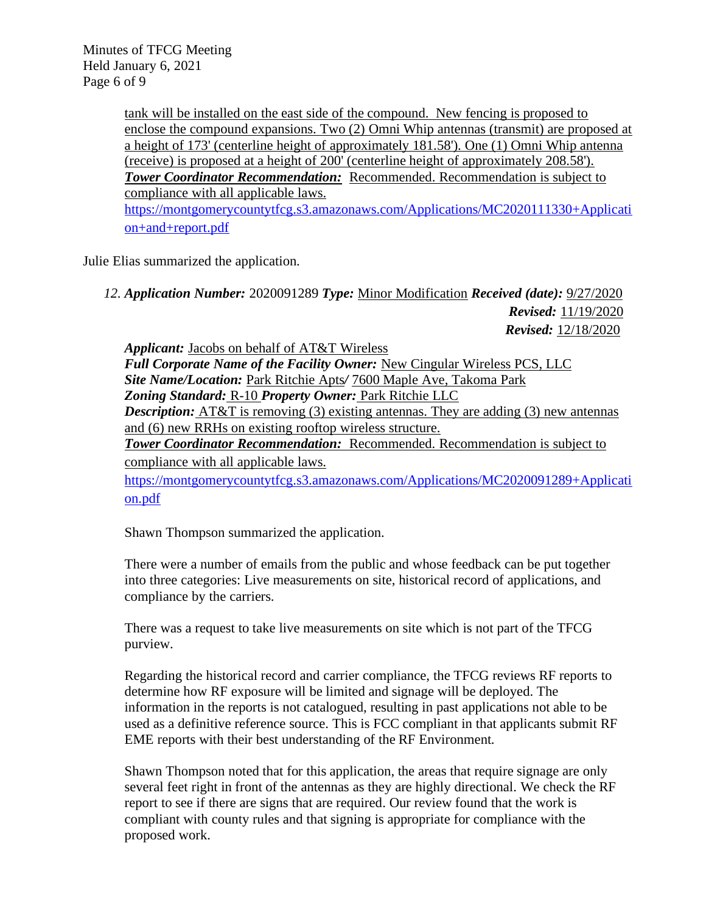tank will be installed on the east side of the compound. New fencing is proposed to enclose the compound expansions. Two (2) Omni Whip antennas (transmit) are proposed at a height of 173' (centerline height of approximately 181.58'). One (1) Omni Whip antenna (receive) is proposed at a height of 200' (centerline height of approximately 208.58').
***Tower Coordinator Recommendation:*** Recommended. Recommendation is subject to compliance with all applicable laws.
https://montgomerycountytfcg.s3.amazonaws.com/Applications/MC2020111330+Application+and+report.pdf

Julie Elias summarized the application.

12. ***Application Number:*** 2020091289 ***Type:*** Minor Modification ***Received (date):*** 9/27/2020
***Revised:*** 11/19/2020
***Revised:*** 12/18/2020

***Applicant:*** Jacobs on behalf of AT&T Wireless
***Full Corporate Name of the Facility Owner:*** New Cingular Wireless PCS, LLC
***Site Name/Location:*** Park Ritchie Apts/ 7600 Maple Ave, Takoma Park
***Zoning Standard:*** R-10 ***Property Owner:*** Park Ritchie LLC
***Description:*** AT&T is removing (3) existing antennas. They are adding (3) new antennas and (6) new RRHs on existing rooftop wireless structure.
***Tower Coordinator Recommendation:*** Recommended. Recommendation is subject to compliance with all applicable laws.
https://montgomerycountytfcg.s3.amazonaws.com/Applications/MC2020091289+Application.pdf

Shawn Thompson summarized the application.

There were a number of emails from the public and whose feedback can be put together into three categories: Live measurements on site, historical record of applications, and compliance by the carriers.

There was a request to take live measurements on site which is not part of the TFCG purview.

Regarding the historical record and carrier compliance, the TFCG reviews RF reports to determine how RF exposure will be limited and signage will be deployed. The information in the reports is not catalogued, resulting in past applications not able to be used as a definitive reference source. This is FCC compliant in that applicants submit RF EME reports with their best understanding of the RF Environment.

Shawn Thompson noted that for this application, the areas that require signage are only several feet right in front of the antennas as they are highly directional. We check the RF report to see if there are signs that are required. Our review found that the work is compliant with county rules and that signing is appropriate for compliance with the proposed work.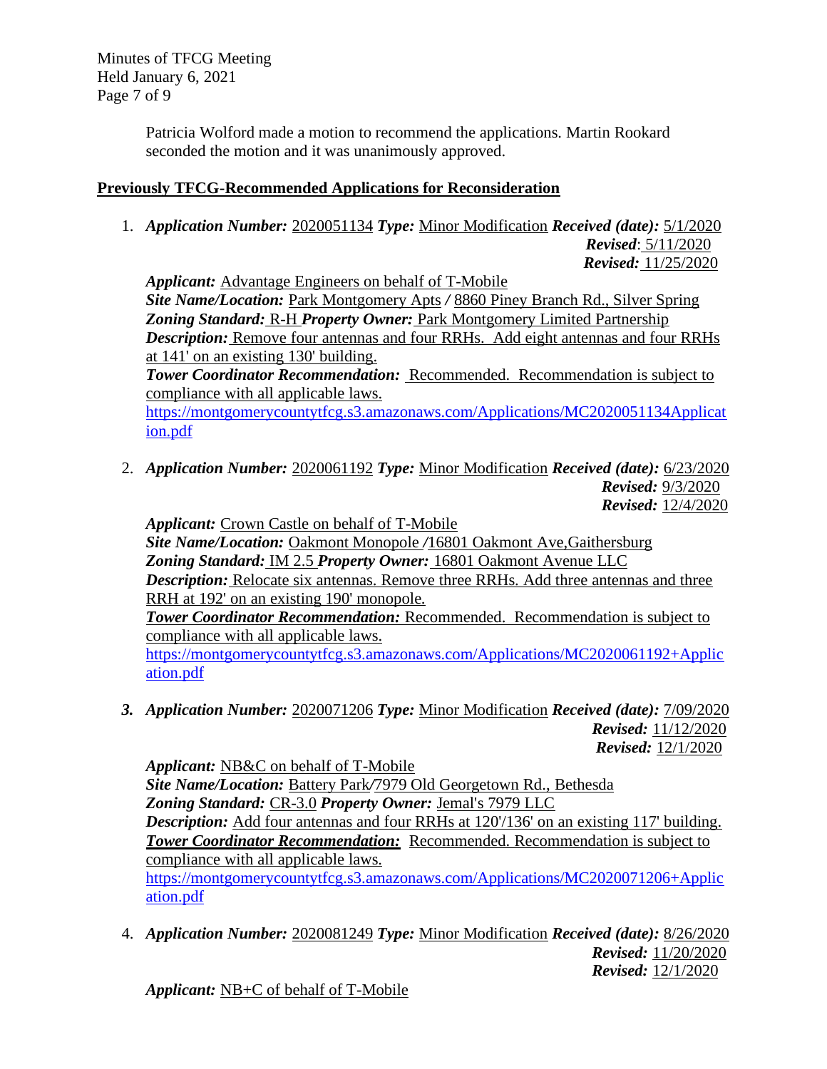Patricia Wolford made a motion to recommend the applications. Martin Rookard seconded the motion and it was unanimously approved.

## Previously TFCG-Recommended Applications for Reconsideration

1. ***Application Number:*** 2020051134 ***Type:*** Minor Modification ***Received (date):*** 5/1/2020
   ***Revised***: 5/11/2020
   ***Revised:*** 11/25/2020

   ***Applicant:*** Advantage Engineers on behalf of T-Mobile
   ***Site Name/Location:*** Park Montgomery Apts */* 8860 Piney Branch Rd., Silver Spring
   ***Zoning Standard:*** R-H ***Property Owner:*** Park Montgomery Limited Partnership
   ***Description:*** Remove four antennas and four RRHs. Add eight antennas and four RRHs at 141' on an existing 130' building.
   ***Tower Coordinator Recommendation:*** Recommended. Recommendation is subject to compliance with all applicable laws.
   https://montgomerycountytfcg.s3.amazonaws.com/Applications/MC2020051134Application.pdf

2. ***Application Number:*** 2020061192 ***Type:*** Minor Modification ***Received (date):*** 6/23/2020
   ***Revised:*** 9/3/2020
   ***Revised:*** 12/4/2020

   ***Applicant:*** Crown Castle on behalf of T-Mobile
   ***Site Name/Location:*** Oakmont Monopole */*16801 Oakmont Ave,Gaithersburg
   ***Zoning Standard:*** IM 2.5 ***Property Owner:*** 16801 Oakmont Avenue LLC
   ***Description:*** Relocate six antennas. Remove three RRHs. Add three antennas and three RRH at 192' on an existing 190' monopole.
   ***Tower Coordinator Recommendation:*** Recommended. Recommendation is subject to compliance with all applicable laws.
   https://montgomerycountytfcg.s3.amazonaws.com/Applications/MC2020061192+Application.pdf

3. ***Application Number:*** 2020071206 ***Type:*** Minor Modification ***Received (date):*** 7/09/2020
   ***Revised:*** 11/12/2020
   ***Revised:*** 12/1/2020

   ***Applicant:*** NB&C on behalf of T-Mobile
   ***Site Name/Location:*** Battery Park*/*7979 Old Georgetown Rd., Bethesda
   ***Zoning Standard:*** CR-3.0 ***Property Owner:*** Jemal's 7979 LLC
   ***Description:*** Add four antennas and four RRHs at 120'/136' on an existing 117' building.
   ***Tower Coordinator Recommendation:*** Recommended. Recommendation is subject to compliance with all applicable laws.
   https://montgomerycountytfcg.s3.amazonaws.com/Applications/MC2020071206+Application.pdf

4. ***Application Number:*** 2020081249 ***Type:*** Minor Modification ***Received (date):*** 8/26/2020
   ***Revised:*** 11/20/2020
   ***Revised:*** 12/1/2020

   ***Applicant:*** NB+C of behalf of T-Mobile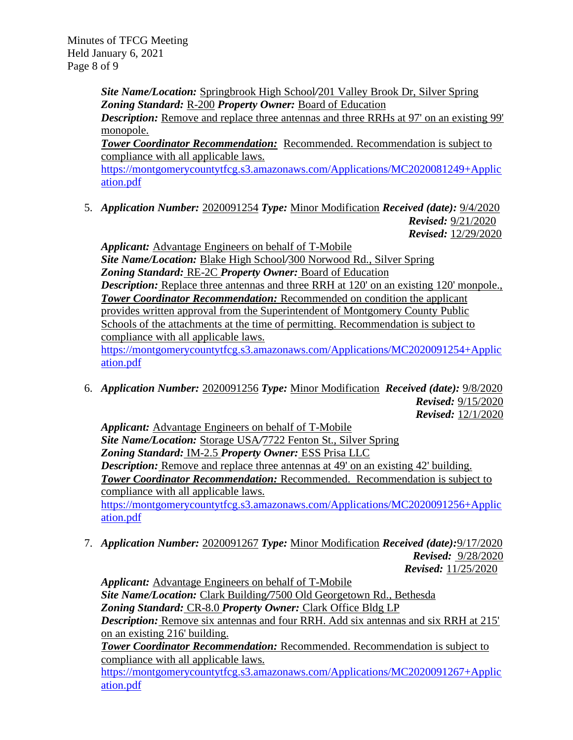*Site Name/Location:* Springbrook High School/201 Valley Brook Dr, Silver Spring
*Zoning Standard:* R-200 *Property Owner:* Board of Education
*Description:* Remove and replace three antennas and three RRHs at 97' on an existing 99' monopole.
***Tower Coordinator Recommendation:*** Recommended. Recommendation is subject to compliance with all applicable laws.
https://montgomerycountytfcg.s3.amazonaws.com/Applications/MC2020081249+Application.pdf

5. *Application Number:* 2020091254 *Type:* Minor Modification *Received (date):* 9/4/2020
*Revised:* 9/21/2020
*Revised:* 12/29/2020

   *Applicant:* Advantage Engineers on behalf of T-Mobile
   *Site Name/Location:* Blake High School/300 Norwood Rd., Silver Spring
   *Zoning Standard:* RE-2C *Property Owner:* Board of Education
   *Description:* Replace three antennas and three RRH at 120' on an existing 120' monpole.,
   ***Tower Coordinator Recommendation:*** Recommended on condition the applicant provides written approval from the Superintendent of Montgomery County Public Schools of the attachments at the time of permitting. Recommendation is subject to compliance with all applicable laws.
   https://montgomerycountytfcg.s3.amazonaws.com/Applications/MC2020091254+Application.pdf

6. *Application Number:* 2020091256 *Type:* Minor Modification *Received (date):* 9/8/2020
*Revised:* 9/15/2020
*Revised:* 12/1/2020

   *Applicant:* Advantage Engineers on behalf of T-Mobile
   *Site Name/Location:* Storage USA/7722 Fenton St., Silver Spring
   *Zoning Standard:* IM-2.5 *Property Owner:* ESS Prisa LLC
   *Description:* Remove and replace three antennas at 49' on an existing 42' building.
   ***Tower Coordinator Recommendation:*** Recommended. Recommendation is subject to compliance with all applicable laws.
   https://montgomerycountytfcg.s3.amazonaws.com/Applications/MC2020091256+Application.pdf

7. *Application Number:* 2020091267 *Type:* Minor Modification *Received (date):*9/17/2020
*Revised:* 9/28/2020
*Revised:* 11/25/2020

   *Applicant:* Advantage Engineers on behalf of T-Mobile
   *Site Name/Location:* Clark Building/7500 Old Georgetown Rd., Bethesda
   *Zoning Standard:* CR-8.0 *Property Owner:* Clark Office Bldg LP
   *Description:* Remove six antennas and four RRH. Add six antennas and six RRH at 215' on an existing 216' building.
   ***Tower Coordinator Recommendation:*** Recommended. Recommendation is subject to compliance with all applicable laws.
   https://montgomerycountytfcg.s3.amazonaws.com/Applications/MC2020091267+Application.pdf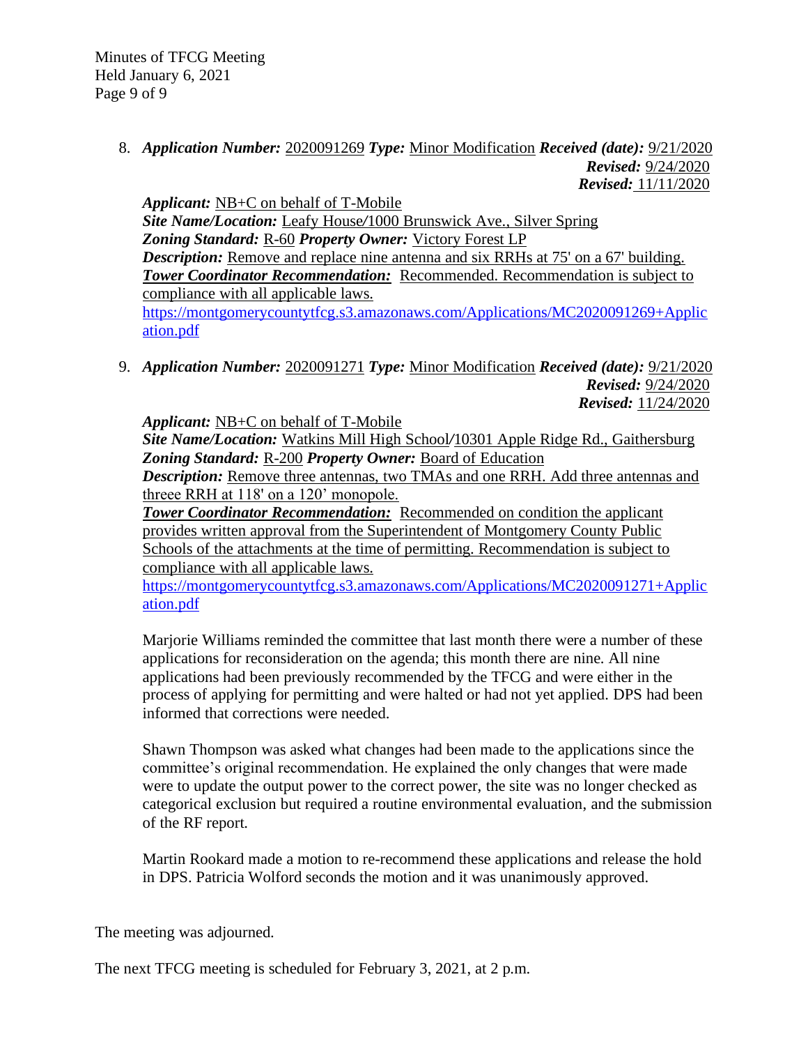8. ***Application Number:*** 2020091269 ***Type:*** Minor Modification ***Received (date):*** 9/21/2020
   ***Revised:*** 9/24/2020
   ***Revised:*** 11/11/2020

   ***Applicant:*** NB+C on behalf of T-Mobile
   ***Site Name/Location:*** Leafy House/1000 Brunswick Ave., Silver Spring
   ***Zoning Standard:*** R-60 ***Property Owner:*** Victory Forest LP
   ***Description:*** Remove and replace nine antenna and six RRHs at 75' on a 67' building.
   ***Tower Coordinator Recommendation:*** Recommended. Recommendation is subject to compliance with all applicable laws.
   https://montgomerycountytfcg.s3.amazonaws.com/Applications/MC2020091269+Application.pdf

9. ***Application Number:*** 2020091271 ***Type:*** Minor Modification ***Received (date):*** 9/21/2020
   ***Revised:*** 9/24/2020
   ***Revised:*** 11/24/2020

   ***Applicant:*** NB+C on behalf of T-Mobile
   ***Site Name/Location:*** Watkins Mill High School/10301 Apple Ridge Rd., Gaithersburg
   ***Zoning Standard:*** R-200 ***Property Owner:*** Board of Education
   ***Description:*** Remove three antennas, two TMAs and one RRH. Add three antennas and threee RRH at 118' on a 120' monopole.
   ***Tower Coordinator Recommendation:*** Recommended on condition the applicant provides written approval from the Superintendent of Montgomery County Public Schools of the attachments at the time of permitting. Recommendation is subject to compliance with all applicable laws.
   https://montgomerycountytfcg.s3.amazonaws.com/Applications/MC2020091271+Application.pdf

   Marjorie Williams reminded the committee that last month there were a number of these applications for reconsideration on the agenda; this month there are nine. All nine applications had been previously recommended by the TFCG and were either in the process of applying for permitting and were halted or had not yet applied. DPS had been informed that corrections were needed.

   Shawn Thompson was asked what changes had been made to the applications since the committee's original recommendation. He explained the only changes that were made were to update the output power to the correct power, the site was no longer checked as categorical exclusion but required a routine environmental evaluation, and the submission of the RF report.

   Martin Rookard made a motion to re-recommend these applications and release the hold in DPS. Patricia Wolford seconds the motion and it was unanimously approved.

The meeting was adjourned.

The next TFCG meeting is scheduled for February 3, 2021, at 2 p.m.